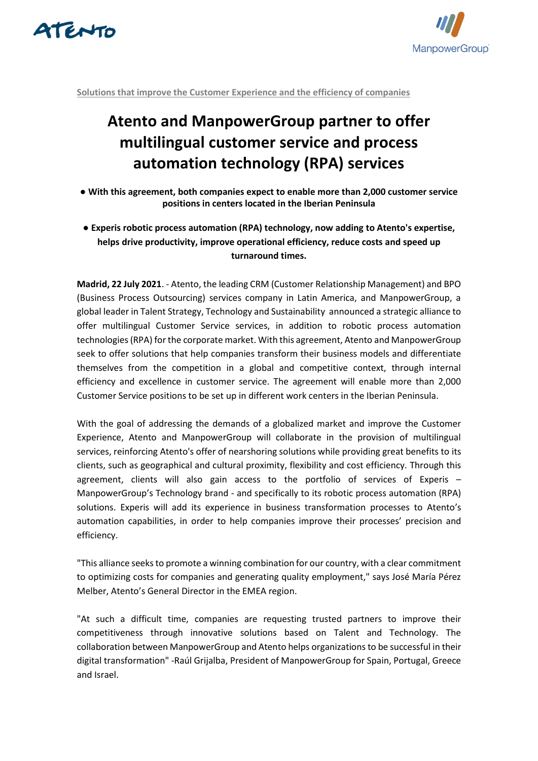Solutions that improve the Customer Experience and the efficiency of companies

# Atento and ManpowerGroup partner to offer multilingual customer service and process automation technology (RPA) services

- **With this agreement, both companies expect to enable more than 2,000 customer service positions in centers located in the Iberian Peninsula**

- **Experis robotic process automation (RPA) technology, now adding to Atento's expertise, helps drive productivity, improve operational efficiency, reduce costs and speed up turnaround times.**

**Madrid, 22 July 2021**. - Atento, the leading CRM (Customer Relationship Management) and BPO (Business Process Outsourcing) services company in Latin America, and ManpowerGroup, a global leader in Talent Strategy, Technology and Sustainability announced a strategic alliance to offer multilingual Customer Service services, in addition to robotic process automation technologies (RPA) for the corporate market. With this agreement, Atento and ManpowerGroup seek to offer solutions that help companies transform their business models and differentiate themselves from the competition in a global and competitive context, through internal efficiency and excellence in customer service. The agreement will enable more than 2,000 Customer Service positions to be set up in different work centers in the Iberian Peninsula.

With the goal of addressing the demands of a globalized market and improve the Customer Experience, Atento and ManpowerGroup will collaborate in the provision of multilingual services, reinforcing Atento's offer of nearshoring solutions while providing great benefits to its clients, such as geographical and cultural proximity, flexibility and cost efficiency. Through this agreement, clients will also gain access to the portfolio of services of Experis – ManpowerGroup's Technology brand - and specifically to its robotic process automation (RPA) solutions. Experis will add its experience in business transformation processes to Atento's automation capabilities, in order to help companies improve their processes' precision and efficiency.

"This alliance seeks to promote a winning combination for our country, with a clear commitment to optimizing costs for companies and generating quality employment," says José María Pérez Melber, Atento's General Director in the EMEA region.

"At such a difficult time, companies are requesting trusted partners to improve their competitiveness through innovative solutions based on Talent and Technology. The collaboration between ManpowerGroup and Atento helps organizations to be successful in their digital transformation" -Raúl Grijalba, President of ManpowerGroup for Spain, Portugal, Greece and Israel.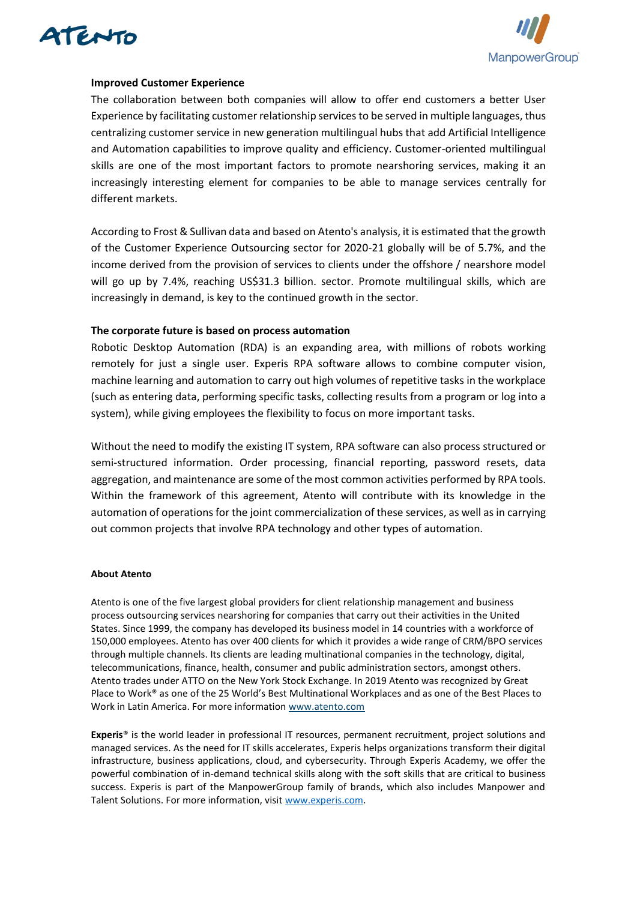**Improved Customer Experience**

The collaboration between both companies will allow to offer end customers a better User Experience by facilitating customer relationship services to be served in multiple languages, thus centralizing customer service in new generation multilingual hubs that add Artificial Intelligence and Automation capabilities to improve quality and efficiency. Customer-oriented multilingual skills are one of the most important factors to promote nearshoring services, making it an increasingly interesting element for companies to be able to manage services centrally for different markets.

According to Frost & Sullivan data and based on Atento's analysis, it is estimated that the growth of the Customer Experience Outsourcing sector for 2020-21 globally will be of 5.7%, and the income derived from the provision of services to clients under the offshore / nearshore model will go up by 7.4%, reaching US$31.3 billion. sector. Promote multilingual skills, which are increasingly in demand, is key to the continued growth in the sector.

**The corporate future is based on process automation**

Robotic Desktop Automation (RDA) is an expanding area, with millions of robots working remotely for just a single user. Experis RPA software allows to combine computer vision, machine learning and automation to carry out high volumes of repetitive tasks in the workplace (such as entering data, performing specific tasks, collecting results from a program or log into a system), while giving employees the flexibility to focus on more important tasks.

Without the need to modify the existing IT system, RPA software can also process structured or semi-structured information. Order processing, financial reporting, password resets, data aggregation, and maintenance are some of the most common activities performed by RPA tools. Within the framework of this agreement, Atento will contribute with its knowledge in the automation of operations for the joint commercialization of these services, as well as in carrying out common projects that involve RPA technology and other types of automation.

**About Atento**

Atento is one of the five largest global providers for client relationship management and business process outsourcing services nearshoring for companies that carry out their activities in the United States. Since 1999, the company has developed its business model in 14 countries with a workforce of 150,000 employees. Atento has over 400 clients for which it provides a wide range of CRM/BPO services through multiple channels. Its clients are leading multinational companies in the technology, digital, telecommunications, finance, health, consumer and public administration sectors, amongst others. Atento trades under ATTO on the New York Stock Exchange. In 2019 Atento was recognized by Great Place to Work® as one of the 25 World's Best Multinational Workplaces and as one of the Best Places to Work in Latin America. For more information www.atento.com

**Experis**® is the world leader in professional IT resources, permanent recruitment, project solutions and managed services. As the need for IT skills accelerates, Experis helps organizations transform their digital infrastructure, business applications, cloud, and cybersecurity. Through Experis Academy, we offer the powerful combination of in-demand technical skills along with the soft skills that are critical to business success. Experis is part of the ManpowerGroup family of brands, which also includes Manpower and Talent Solutions. For more information, visit www.experis.com.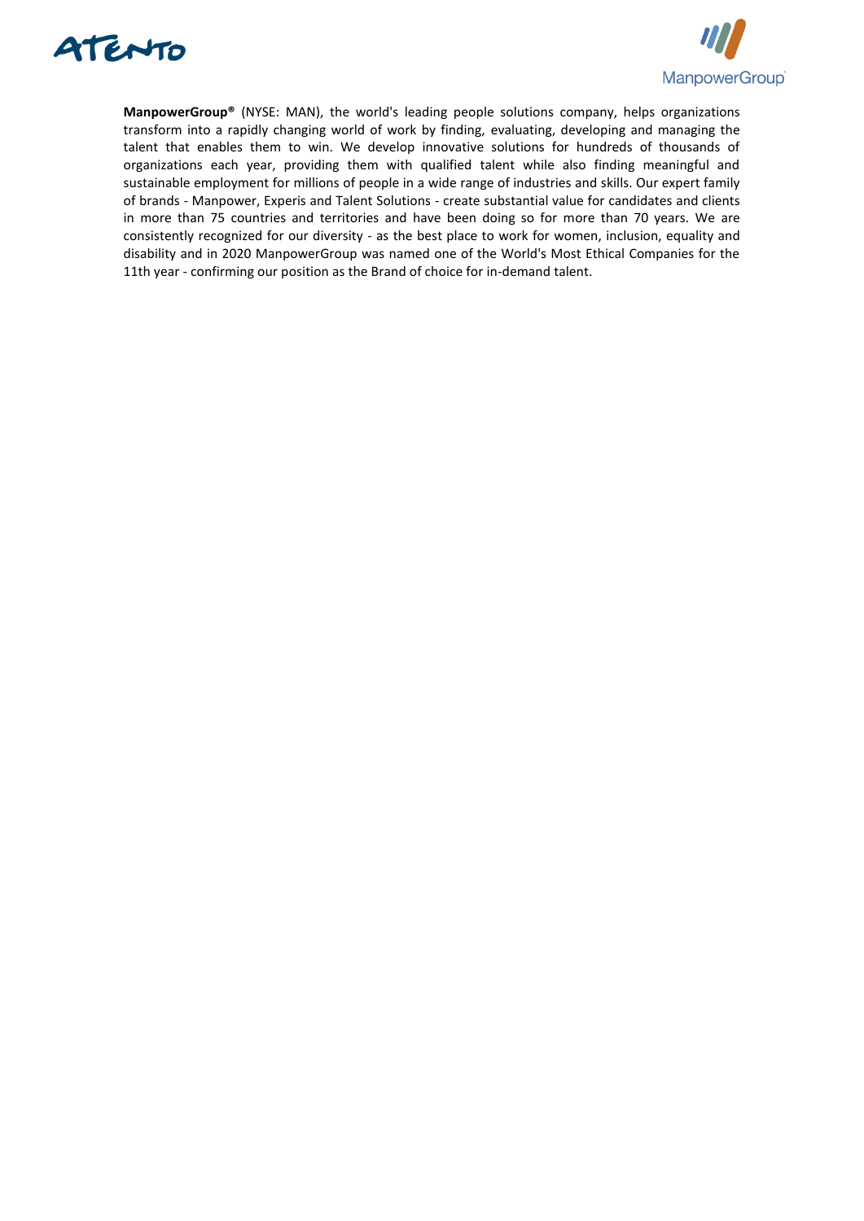**ManpowerGroup®** (NYSE: MAN), the world's leading people solutions company, helps organizations transform into a rapidly changing world of work by finding, evaluating, developing and managing the talent that enables them to win. We develop innovative solutions for hundreds of thousands of organizations each year, providing them with qualified talent while also finding meaningful and sustainable employment for millions of people in a wide range of industries and skills. Our expert family of brands - Manpower, Experis and Talent Solutions - create substantial value for candidates and clients in more than 75 countries and territories and have been doing so for more than 70 years. We are consistently recognized for our diversity - as the best place to work for women, inclusion, equality and disability and in 2020 ManpowerGroup was named one of the World's Most Ethical Companies for the 11th year - confirming our position as the Brand of choice for in-demand talent.